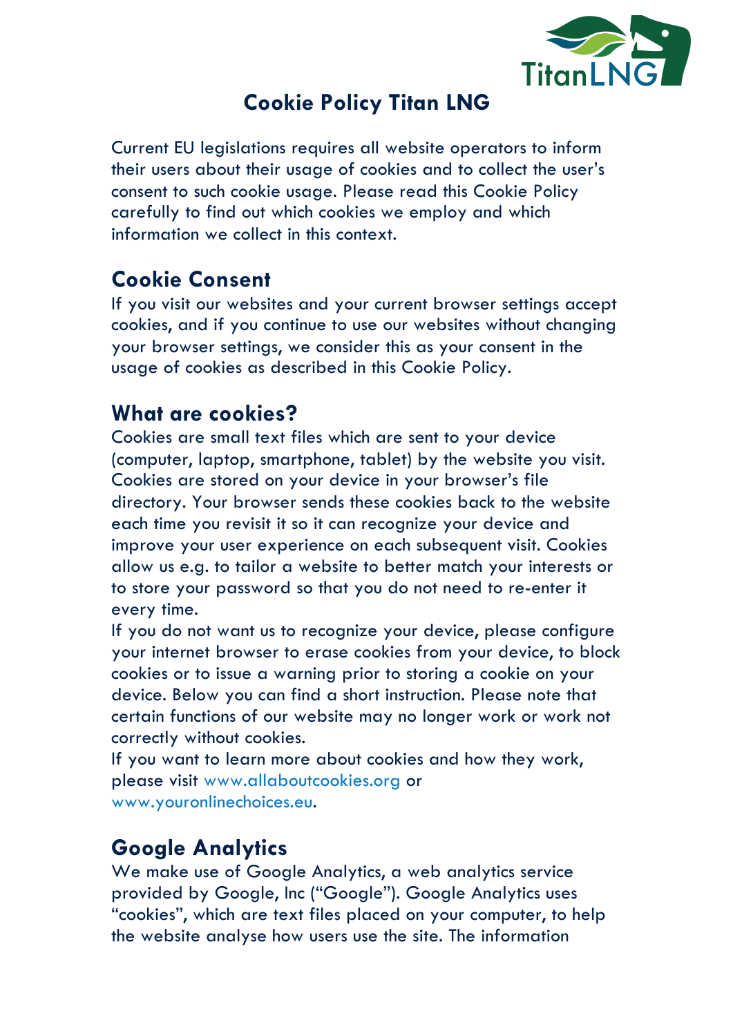# Cookie Policy Titan LNG

Current EU legislations requires all website operators to inform their users about their usage of cookies and to collect the user's consent to such cookie usage. Please read this Cookie Policy carefully to find out which cookies we employ and which information we collect in this context.

## Cookie Consent

If you visit our websites and your current browser settings accept cookies, and if you continue to use our websites without changing your browser settings, we consider this as your consent in the usage of cookies as described in this Cookie Policy.

## What are cookies?

Cookies are small text files which are sent to your device (computer, laptop, smartphone, tablet) by the website you visit. Cookies are stored on your device in your browser's file directory. Your browser sends these cookies back to the website each time you revisit it so it can recognize your device and improve your user experience on each subsequent visit. Cookies allow us e.g. to tailor a website to better match your interests or to store your password so that you do not need to re-enter it every time.

If you do not want us to recognize your device, please configure your internet browser to erase cookies from your device, to block cookies or to issue a warning prior to storing a cookie on your device. Below you can find a short instruction. Please note that certain functions of our website may no longer work or work not correctly without cookies.

If you want to learn more about cookies and how they work, please visit www.allaboutcookies.org or www.youronlinechoices.eu.

## Google Analytics

We make use of Google Analytics, a web analytics service provided by Google, Inc ("Google"). Google Analytics uses "cookies", which are text files placed on your computer, to help the website analyse how users use the site. The information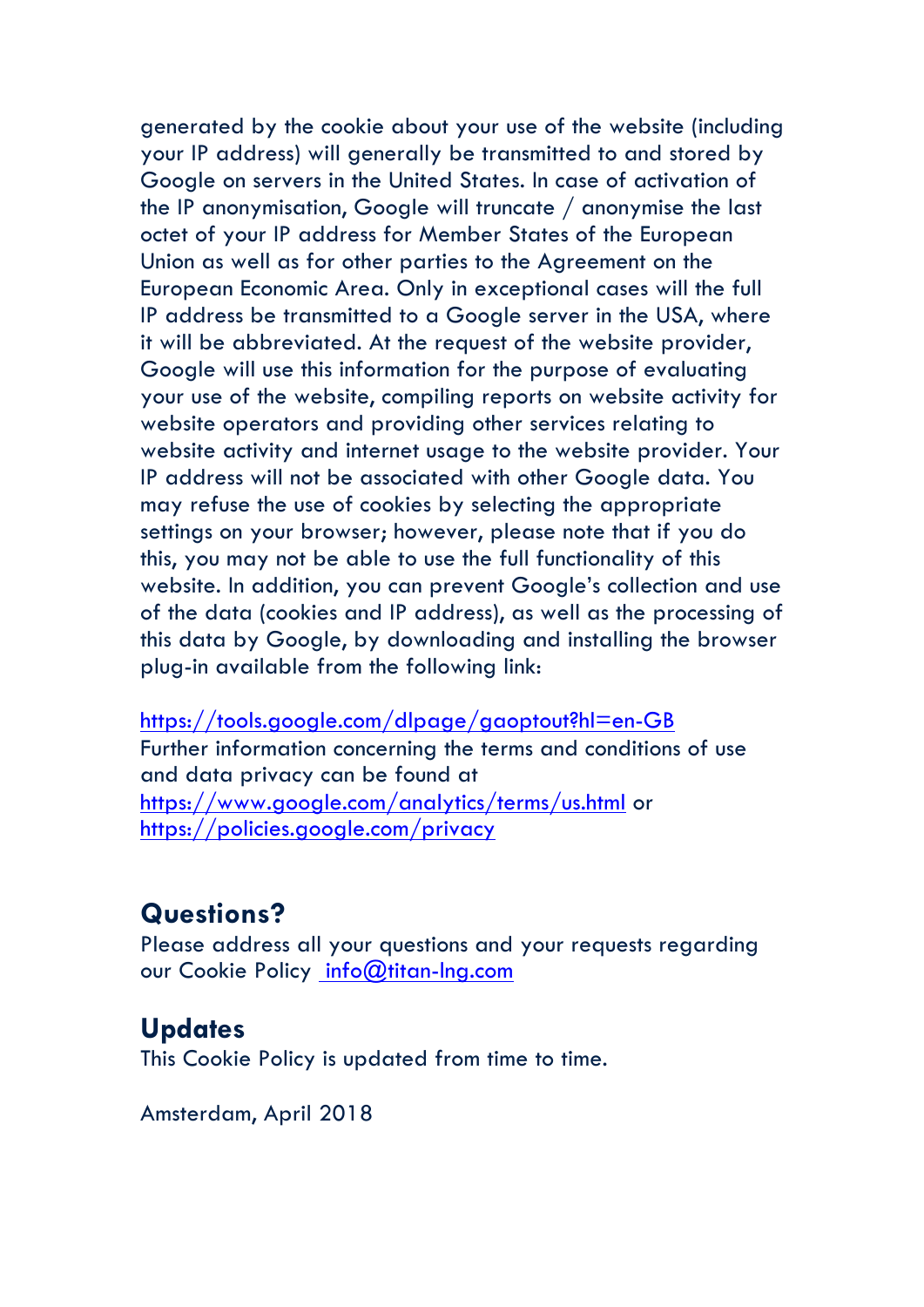generated by the cookie about your use of the website (including your IP address) will generally be transmitted to and stored by Google on servers in the United States. In case of activation of the IP anonymisation, Google will truncate / anonymise the last octet of your IP address for Member States of the European Union as well as for other parties to the Agreement on the European Economic Area. Only in exceptional cases will the full IP address be transmitted to a Google server in the USA, where it will be abbreviated. At the request of the website provider, Google will use this information for the purpose of evaluating your use of the website, compiling reports on website activity for website operators and providing other services relating to website activity and internet usage to the website provider. Your IP address will not be associated with other Google data. You may refuse the use of cookies by selecting the appropriate settings on your browser; however, please note that if you do this, you may not be able to use the full functionality of this website. In addition, you can prevent Google's collection and use of the data (cookies and IP address), as well as the processing of this data by Google, by downloading and installing the browser plug-in available from the following link:

https://tools.google.com/dlpage/gaoptout?hl=en-GB
Further information concerning the terms and conditions of use and data privacy can be found at
https://www.google.com/analytics/terms/us.html or
https://policies.google.com/privacy

## Questions?

Please address all your questions and your requests regarding our Cookie Policy info@titan-lng.com

## Updates

This Cookie Policy is updated from time to time.

Amsterdam, April 2018